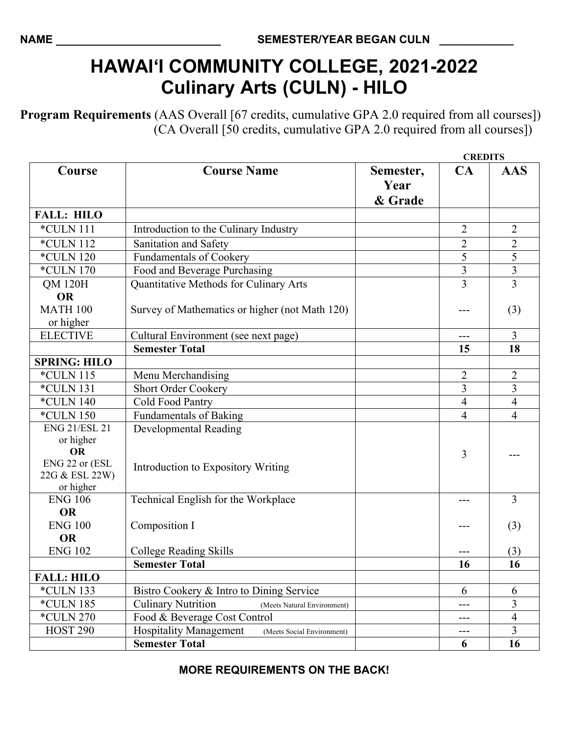NAME ______________________________ SEMESTER/YEAR BEGAN CULN ____________

# HAWAI‘I COMMUNITY COLLEGE, 2021-2022
# Culinary Arts (CULN) - HILO

**Program Requirements** (AAS Overall [67 credits, cumulative GPA 2.0 required from all courses])
(CA Overall [50 credits, cumulative GPA 2.0 required from all courses])

| Course | Course Name | Semester, Year & Grade | CREDITS CA | CREDITS AAS |
|---|---|---|---|---|
| **FALL: HILO** | | | | |
| *CULN 111 | Introduction to the Culinary Industry | | 2 | 2 |
| *CULN 112 | Sanitation and Safety | | 2 | 2 |
| *CULN 120 | Fundamentals of Cookery | | 5 | 5 |
| *CULN 170 | Food and Beverage Purchasing | | 3 | 3 |
| QM 120H **OR** MATH 100 or higher | Quantitative Methods for Culinary Arts / Survey of Mathematics or higher (not Math 120) | | 3 / --- | 3 / (3) |
| ELECTIVE | Cultural Environment (see next page) | | --- | 3 |
| | **Semester Total** | | **15** | **18** |
| **SPRING: HILO** | | | | |
| *CULN 115 | Menu Merchandising | | 2 | 2 |
| *CULN 131 | Short Order Cookery | | 3 | 3 |
| *CULN 140 | Cold Food Pantry | | 4 | 4 |
| *CULN 150 | Fundamentals of Baking | | 4 | 4 |
| ENG 21/ESL 21 or higher **OR** ENG 22 or (ESL 22G & ESL 22W) or higher | Developmental Reading / Introduction to Expository Writing | | 3 | --- |
| ENG 106 **OR** ENG 100 **OR** ENG 102 | Technical English for the Workplace / Composition I / College Reading Skills | | --- / --- / --- | 3 / (3) / (3) |
| | **Semester Total** | | **16** | **16** |
| **FALL: HILO** | | | | |
| *CULN 133 | Bistro Cookery & Intro to Dining Service | | 6 | 6 |
| *CULN 185 | Culinary Nutrition (Meets Natural Environment) | | --- | 3 |
| *CULN 270 | Food & Beverage Cost Control | | --- | 4 |
| HOST 290 | Hospitality Management (Meets Social Environment) | | --- | 3 |
| | **Semester Total** | | **6** | **16** |

**MORE REQUIREMENTS ON THE BACK!**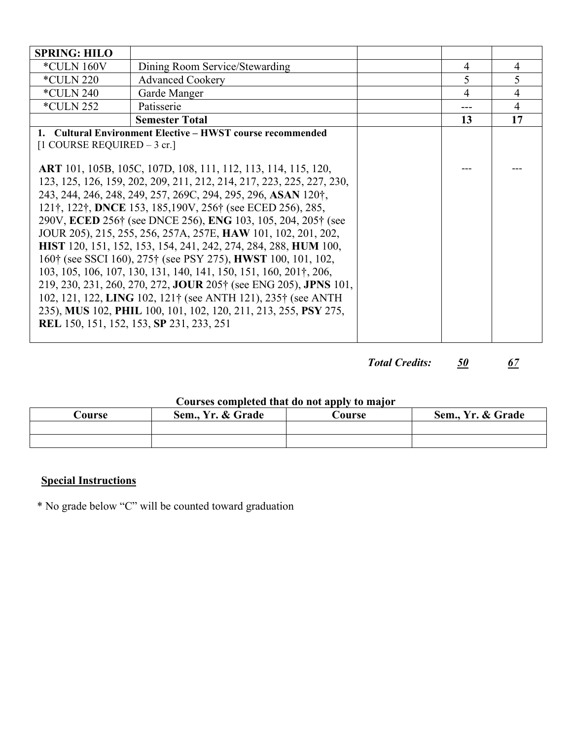| | | | | |
|---|---|---|---|---|
| **SPRING: HILO** | | | | |
| *CULN 160V | Dining Room Service/Stewarding | | 4 | 4 |
| *CULN 220 | Advanced Cookery | | 5 | 5 |
| *CULN 240 | Garde Manger | | 4 | 4 |
| *CULN 252 | Patisserie | | --- | 4 |
| | **Semester Total** | | **13** | **17** |
| **1. Cultural Environment Elective – HWST course recommended** [1 COURSE REQUIRED – 3 cr.]<br><br>**ART** 101, 105B, 105C, 107D, 108, 111, 112, 113, 114, 115, 120, 123, 125, 126, 159, 202, 209, 211, 212, 214, 217, 223, 225, 227, 230, 243, 244, 246, 248, 249, 257, 269C, 294, 295, 296, **ASAN** 120†, 121†, 122†, **DNCE** 153, 185,190V, 256† (see ECED 256), 285, 290V, **ECED** 256† (see DNCE 256), **ENG** 103, 105, 204, 205† (see JOUR 205), 215, 255, 256, 257A, 257E, **HAW** 101, 102, 201, 202, **HIST** 120, 151, 152, 153, 154, 241, 242, 274, 284, 288, **HUM** 100, 160† (see SSCI 160), 275† (see PSY 275), **HWST** 100, 101, 102, 103, 105, 106, 107, 130, 131, 140, 141, 150, 151, 160, 201†, 206, 219, 230, 231, 260, 270, 272, **JOUR** 205† (see ENG 205), **JPNS** 101, 102, 121, 122, **LING** 102, 121† (see ANTH 121), 235† (see ANTH 235), **MUS** 102, **PHIL** 100, 101, 102, 120, 211, 213, 255, **PSY** 275, **REL** 150, 151, 152, 153, **SP** 231, 233, 251 | | | --- | --- |

***Total Credits:*** ***50*** ***67***

**Courses completed that do not apply to major**

| Course | Sem., Yr. & Grade | Course | Sem., Yr. & Grade |
|---|---|---|---|
| | | | |
| | | | |

**Special Instructions**

* No grade below "C" will be counted toward graduation